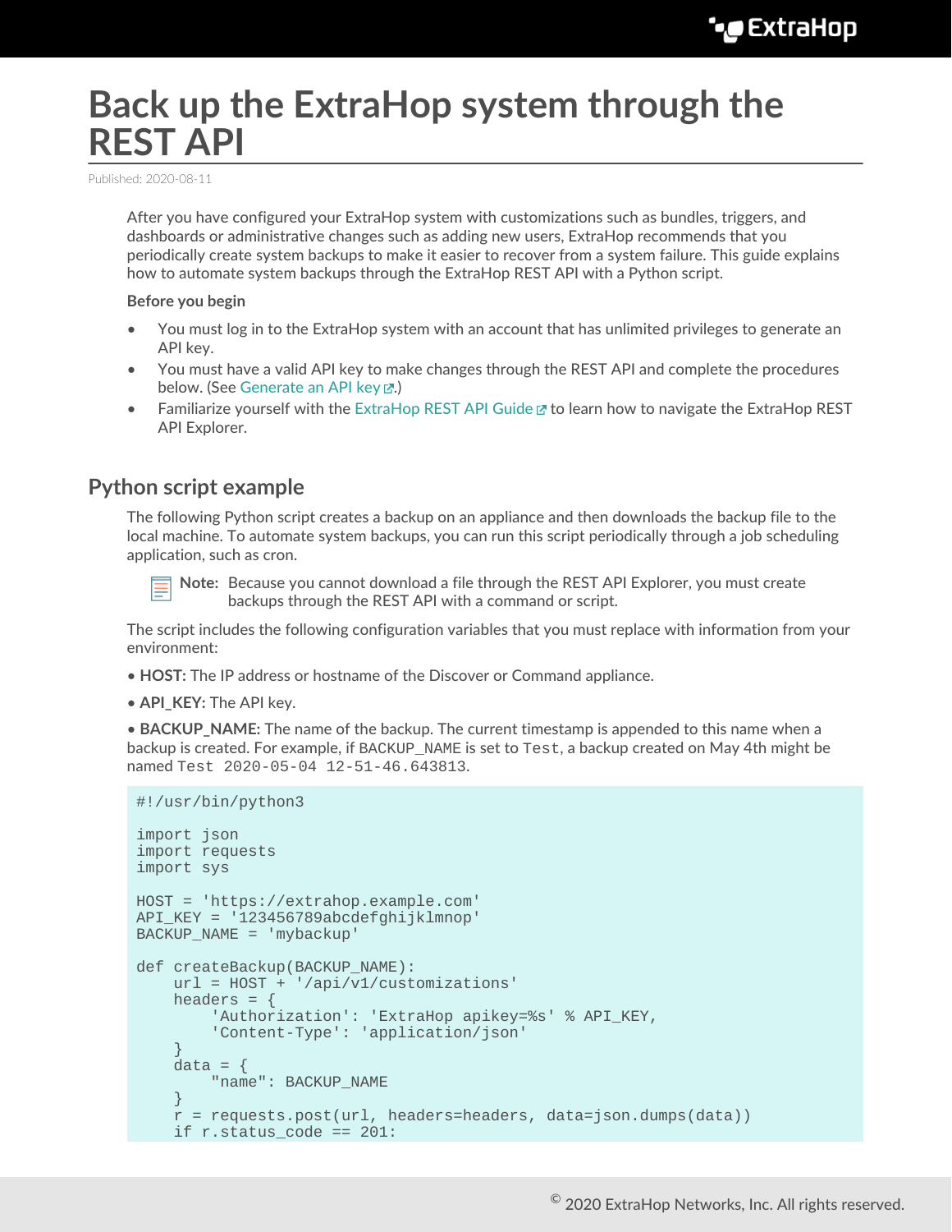# Back up the ExtraHop system through the REST API

Published: 2020-08-11

After you have configured your ExtraHop system with customizations such as bundles, triggers, and dashboards or administrative changes such as adding new users, ExtraHop recommends that you periodically create system backups to make it easier to recover from a system failure. This guide explains how to automate system backups through the ExtraHop REST API with a Python script.

**Before you begin**

- You must log in to the ExtraHop system with an account that has unlimited privileges to generate an API key.
- You must have a valid API key to make changes through the REST API and complete the procedures below. (See Generate an API key.)
- Familiarize yourself with the ExtraHop REST API Guide to learn how to navigate the ExtraHop REST API Explorer.

## Python script example

The following Python script creates a backup on an appliance and then downloads the backup file to the local machine. To automate system backups, you can run this script periodically through a job scheduling application, such as cron.

**Note:** Because you cannot download a file through the REST API Explorer, you must create backups through the REST API with a command or script.

The script includes the following configuration variables that you must replace with information from your environment:

• **HOST:** The IP address or hostname of the Discover or Command appliance.

• **API_KEY:** The API key.

• **BACKUP_NAME:** The name of the backup. The current timestamp is appended to this name when a backup is created. For example, if `BACKUP_NAME` is set to `Test`, a backup created on May 4th might be named `Test 2020-05-04 12-51-46.643813`.

```
#!/usr/bin/python3

import json
import requests
import sys

HOST = 'https://extrahop.example.com'
API_KEY = '123456789abcdefghijklmnop'
BACKUP_NAME = 'mybackup'

def createBackup(BACKUP_NAME):
    url = HOST + '/api/v1/customizations'
    headers = {
        'Authorization': 'ExtraHop apikey=%s' % API_KEY,
        'Content-Type': 'application/json'
    }
    data = {
        "name": BACKUP_NAME
    }
    r = requests.post(url, headers=headers, data=json.dumps(data))
    if r.status_code == 201:
```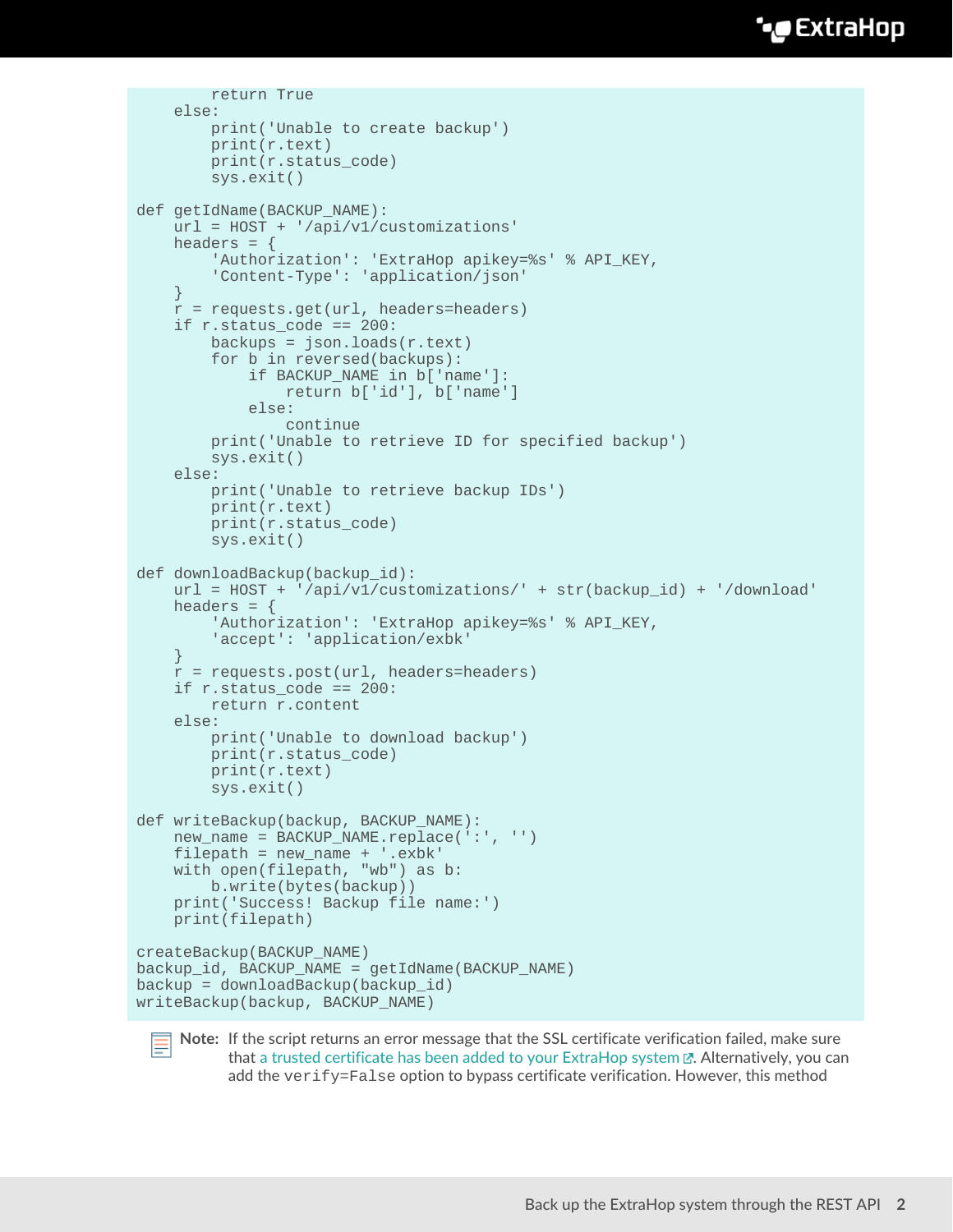```
        return True
    else:
        print('Unable to create backup')
        print(r.text)
        print(r.status_code)
        sys.exit()

def getIdName(BACKUP_NAME):
    url = HOST + '/api/v1/customizations'
    headers = {
        'Authorization': 'ExtraHop apikey=%s' % API_KEY,
        'Content-Type': 'application/json'
    }
    r = requests.get(url, headers=headers)
    if r.status_code == 200:
        backups = json.loads(r.text)
        for b in reversed(backups):
            if BACKUP_NAME in b['name']:
                return b['id'], b['name']
            else:
                continue
        print('Unable to retrieve ID for specified backup')
        sys.exit()
    else:
        print('Unable to retrieve backup IDs')
        print(r.text)
        print(r.status_code)
        sys.exit()

def downloadBackup(backup_id):
    url = HOST + '/api/v1/customizations/' + str(backup_id) + '/download'
    headers = {
        'Authorization': 'ExtraHop apikey=%s' % API_KEY,
        'accept': 'application/exbk'
    }
    r = requests.post(url, headers=headers)
    if r.status_code == 200:
        return r.content
    else:
        print('Unable to download backup')
        print(r.status_code)
        print(r.text)
        sys.exit()

def writeBackup(backup, BACKUP_NAME):
    new_name = BACKUP_NAME.replace(':', '')
    filepath = new_name + '.exbk'
    with open(filepath, "wb") as b:
        b.write(bytes(backup))
    print('Success! Backup file name:')
    print(filepath)

createBackup(BACKUP_NAME)
backup_id, BACKUP_NAME = getIdName(BACKUP_NAME)
backup = downloadBackup(backup_id)
writeBackup(backup, BACKUP_NAME)
```

**Note:** If the script returns an error message that the SSL certificate verification failed, make sure that a trusted certificate has been added to your ExtraHop system. Alternatively, you can add the `verify=False` option to bypass certificate verification. However, this method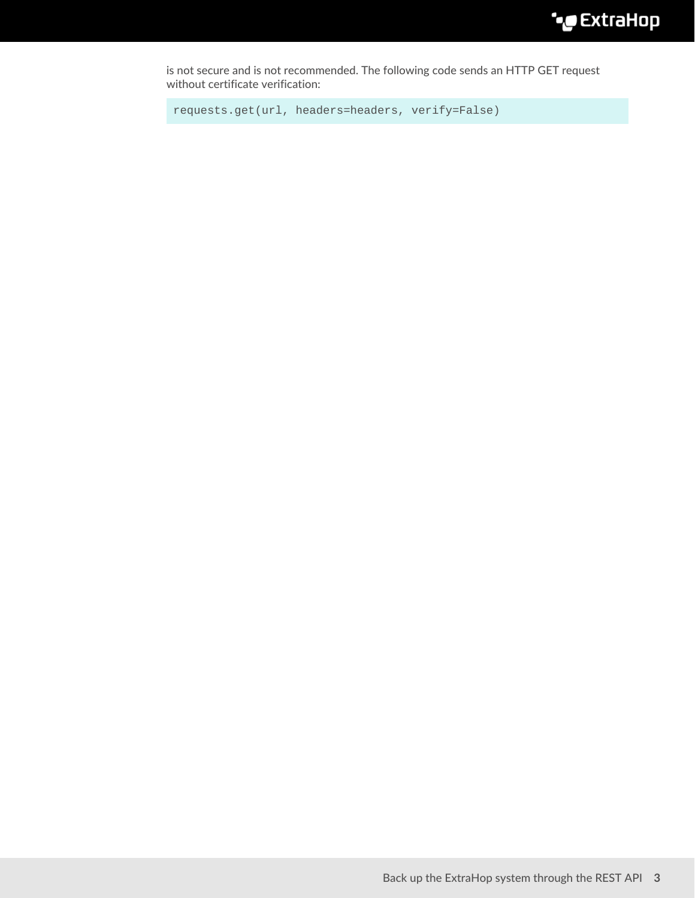is not secure and is not recommended. The following code sends an HTTP GET request without certificate verification:

```
requests.get(url, headers=headers, verify=False)
```